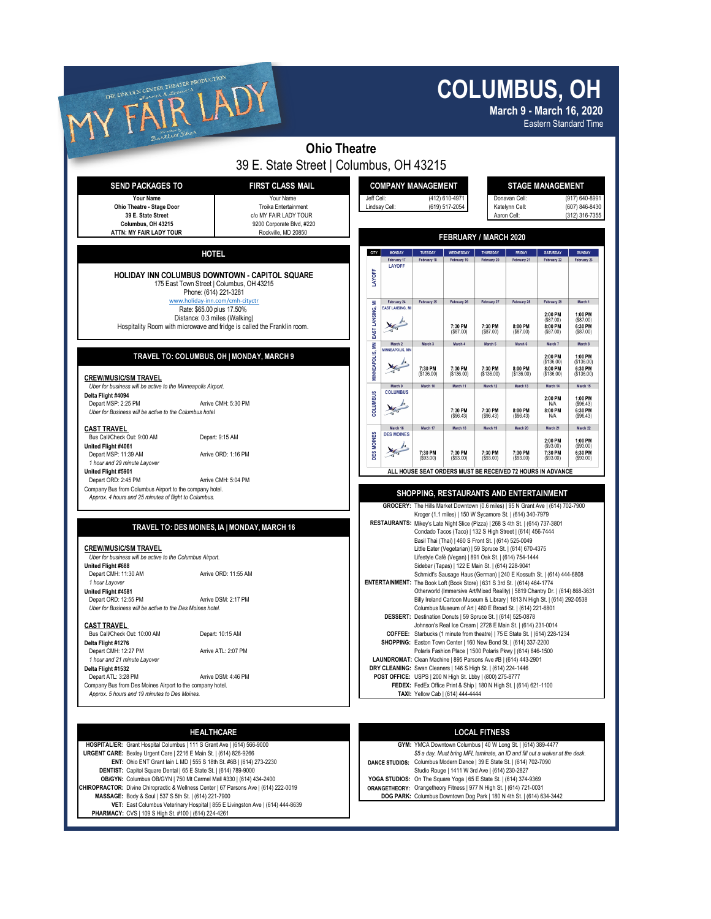THE LINCOLN CENTER THEATER PRODUCTION

Lerner & Loewe's

# MY FAIR LADY

Directed by Bartlett Sher

# COLUMBUS, OH

**March 9 - March 16, 2020**

Eastern Standard Time

## Ohio Theatre

39 E. State Street | Columbus, OH 43215

| SEND PACKAGES TO | FIRST CLASS MAIL |
|---|---|
| Your Name<br>**Ohio Theatre - Stage Door**<br>**39 E. State Street**<br>**Columbus, OH 43215**<br>**ATTN: MY FAIR LADY TOUR** | Your Name<br>Troika Entertainment<br>c/o MY FAIR LADY TOUR<br>9200 Corporate Blvd, #220<br>Rockville, MD 20850 |

## HOTEL

**HOLIDAY INN COLUMBUS DOWNTOWN - CAPITOL SQUARE**
175 East Town Street | Columbus, OH 43215
Phone: (614) 221-3281
www.holiday-inn.com/cmh-cityctr
Rate: $65.00 plus 17.50%
Distance: 0.3 miles (Walking)
Hospitality Room with microwave and fridge is called the Franklin room.

## TRAVEL TO: COLUMBUS, OH | MONDAY, MARCH 9

**CREW/MUSIC/SM TRAVEL**

*Uber for business will be active to the Minneapolis Airport.*

**Delta Flight #4094**
Depart MSP: 2:25 PM — Arrive CMH: 5:30 PM
*Uber for Business will be active to the Columbus hotel*

**CAST TRAVEL**

Bus Call/Check Out: 9:00 AM — Depart: 9:15 AM

**United Flight #4061**
Depart MSP: 11:39 AM — Arrive ORD: 1:16 PM
*1 hour and 29 minute Layover*

**United Flight #5901**
Depart ORD: 2:45 PM — Arrive CMH: 5:04 PM

Company Bus from Columbus Airport to the company hotel.
*Approx. 4 hours and 25 minutes of flight to Columbus.*

## TRAVEL TO: DES MOINES, IA | MONDAY, MARCH 16

**CREW/MUSIC/SM TRAVEL**

*Uber for business will be active to the Columbus Airport.*

**United Flight #688**
Depart CMH: 11:30 AM — Arrive ORD: 11:55 AM
*1 hour Layover*

**United Flight #4581**
Depart ORD: 12:55 PM — Arrive DSM: 2:17 PM
*Uber for Business will be active to the Des Moines hotel.*

**CAST TRAVEL**

Bus Call/Check Out: 10:00 AM — Depart: 10:15 AM

**Delta Flight #1276**
Depart CMH: 12:27 PM — Arrive ATL: 2:07 PM
*1 hour and 21 minute Layover*

**Delta Flight #1532**
Depart ATL: 3:28 PM — Arrive DSM: 4:46 PM

Company Bus from Des Moines Airport to the company hotel.
*Approx. 5 hours and 19 minutes to Des Moines.*

## COMPANY MANAGEMENT

| | |
|---|---|
| Jeff Cell: | (412) 610-4971 |
| Lindsay Cell: | (619) 517-2054 |

## STAGE MANAGEMENT

| | |
|---|---|
| Donavan Cell: | (917) 640-8991 |
| Katelynn Cell: | (607) 846-8430 |
| Aaron Cell: | (312) 316-7355 |

## FEBRUARY / MARCH 2020

| CITY | MONDAY | TUESDAY | WEDNESDAY | THURSDAY | FRIDAY | SATURDAY | SUNDAY |
|---|---|---|---|---|---|---|---|
| LAYOFF | February 17<br>LAYOFF | February 18 | February 19 | February 20 | February 21 | February 22 | February 23 |
| EAST LANSING, MI | February 24<br>EAST LANSING, MI | February 25 | February 26<br>7:30 PM ($87.00) | February 27<br>7:30 PM ($87.00) | February 28<br>8:00 PM ($87.00) | February 29<br>2:00 PM ($87.00)<br>8:00 PM ($87.00) | March 1<br>1:00 PM ($87.00)<br>6:30 PM ($87.00) |
| MINNEAPOLIS, MN | March 2<br>MINNEAPOLIS, MN | March 3<br>7:30 PM ($136.00) | March 4<br>7:30 PM ($136.00) | March 5<br>7:30 PM ($136.00) | March 6<br>8:00 PM ($136.00) | March 7<br>2:00 PM ($136.00)<br>8:00 PM ($136.00) | March 8<br>1:00 PM ($136.00)<br>6:30 PM ($136.00) |
| COLUMBUS | March 9<br>COLUMBUS | March 10 | March 11<br>7:30 PM ($96.43) | March 12<br>7:30 PM ($96.43) | March 13<br>8:00 PM ($96.43) | March 14<br>2:00 PM N/A<br>8:00 PM N/A | March 15<br>1:00 PM ($96.43)<br>6:30 PM ($96.43) |
| DES MOINES | March 16<br>DES MOINES | March 17<br>7:30 PM ($93.00) | March 18<br>7:30 PM ($93.00) | March 19<br>7:30 PM ($93.00) | March 20<br>7:30 PM ($93.00) | March 21<br>2:00 PM ($93.00)<br>7:30 PM ($93.00) | March 22<br>1:00 PM ($93.00)<br>6:30 PM ($93.00) |

**ALL HOUSE SEAT ORDERS MUST BE RECEIVED 72 HOURS IN ADVANCE**

## SHOPPING, RESTAURANTS AND ENTERTAINMENT

**GROCERY:** The Hills Market Downtown (0.6 miles) | 95 N Grant Ave | (614) 702-7900
Kroger (1.1 miles) | 150 W Sycamore St. | (614) 340-7979

**RESTAURANTS:** Mikey's Late Night Slice (Pizza) | 268 S 4th St. | (614) 737-3801
Condado Tacos (Taco) | 132 S High Street | (614) 456-7444
Basil Thai (Thai) | 460 S Front St. | (614) 525-0049
Little Eater (Vegetarian) | 59 Spruce St. | (614) 670-4375
Lifestyle Café (Vegan) | 891 Oak St. | (614) 754-1444
Sidebar (Tapas) | 122 E Main St. | (614) 228-9041
Schmidt's Sausage Haus (German) | 240 E Kossuth St. | (614) 444-6808

**ENTERTAINMENT:** The Book Loft (Book Store) | 631 S 3rd St. | (614) 464-1774
Otherworld (Immersive Art/Mixed Reality) | 5819 Chantry Dr. | (614) 868-3631
Billy Ireland Cartoon Museum & Library | 1813 N High St. | (614) 292-0538
Columbus Museum of Art | 480 E Broad St. | (614) 221-6801

**DESSERT:** Destination Donuts | 59 Spruce St. | (614) 525-0878
Johnson's Real Ice Cream | 2728 E Main St. | (614) 231-0014

**COFFEE:** Starbucks (1 minute from theatre) | 75 E State St. | (614) 228-1234

**SHOPPING:** Easton Town Center | 160 New Bond St. | (614) 337-2200
Polaris Fashion Place | 1500 Polaris Pkwy | (614) 846-1500

**LAUNDROMAT:** Clean Machine | 895 Parsons Ave #B | (614) 443-2901

**DRY CLEANING:** Swan Cleaners | 146 S High St. | (614) 224-1446

**POST OFFICE:** USPS | 200 N High St. Lbby | (800) 275-8777

**FEDEX:** FedEx Office Print & Ship | 180 N High St. | (614) 621-1100

**TAXI:** Yellow Cab | (614) 444-4444

## HEALTHCARE

**HOSPITAL/ER:** Grant Hospital Columbus | 111 S Grant Ave | (614) 566-9000
**URGENT CARE:** Bexley Urgent Care | 2216 E Main St. | (614) 826-9266
**ENT:** Ohio ENT Grant Iain L MD | 555 S 18th St. #6B | (614) 273-2230
**DENTIST:** Capitol Square Dental | 65 E State St. | (614) 789-9000
**OB/GYN:** Columbus OB/GYN | 750 Mt Carmel Mall #330 | (614) 434-2400
**CHIROPRACTOR:** Divine Chiropractic & Wellness Center | 67 Parsons Ave | (614) 222-0019
**MASSAGE:** Body & Soul | 537 S 5th St. | (614) 221-7900
**VET:** East Columbus Veterinary Hospital | 855 E Livingston Ave | (614) 444-8639
**PHARMACY:** CVS | 109 S High St. #100 | (614) 224-4261

## LOCAL FITNESS

**GYM:** YMCA Downtown Columbus | 40 W Long St. | (614) 389-4477
*$5 a day. Must bring MFL laminate, an ID and fill out a waiver at the desk.*

**DANCE STUDIOS:** Columbus Modern Dance | 39 E State St. | (614) 702-7090
Studio Rouge | 1411 W 3rd Ave | (614) 230-2827

**YOGA STUDIOS:** On The Square Yoga | 65 E State St. | (614) 374-9369

**ORANGETHEORY:** Orangetheory Fitness | 977 N High St. | (614) 721-0031

**DOG PARK:** Columbus Downtown Dog Park | 180 N 4th St. | (614) 634-3442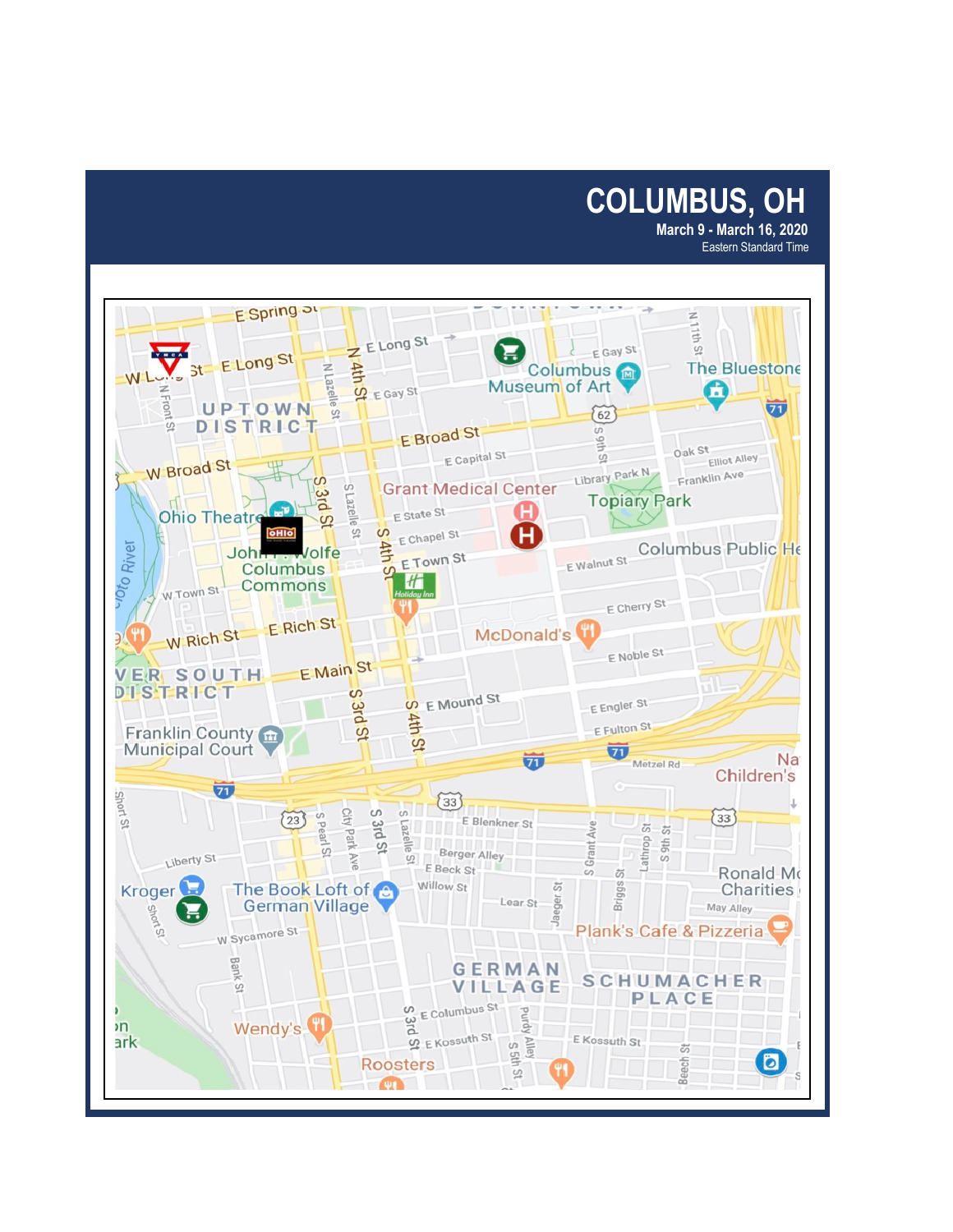# COLUMBUS, OH

**March 9 - March 16, 2020**

Eastern Standard Time